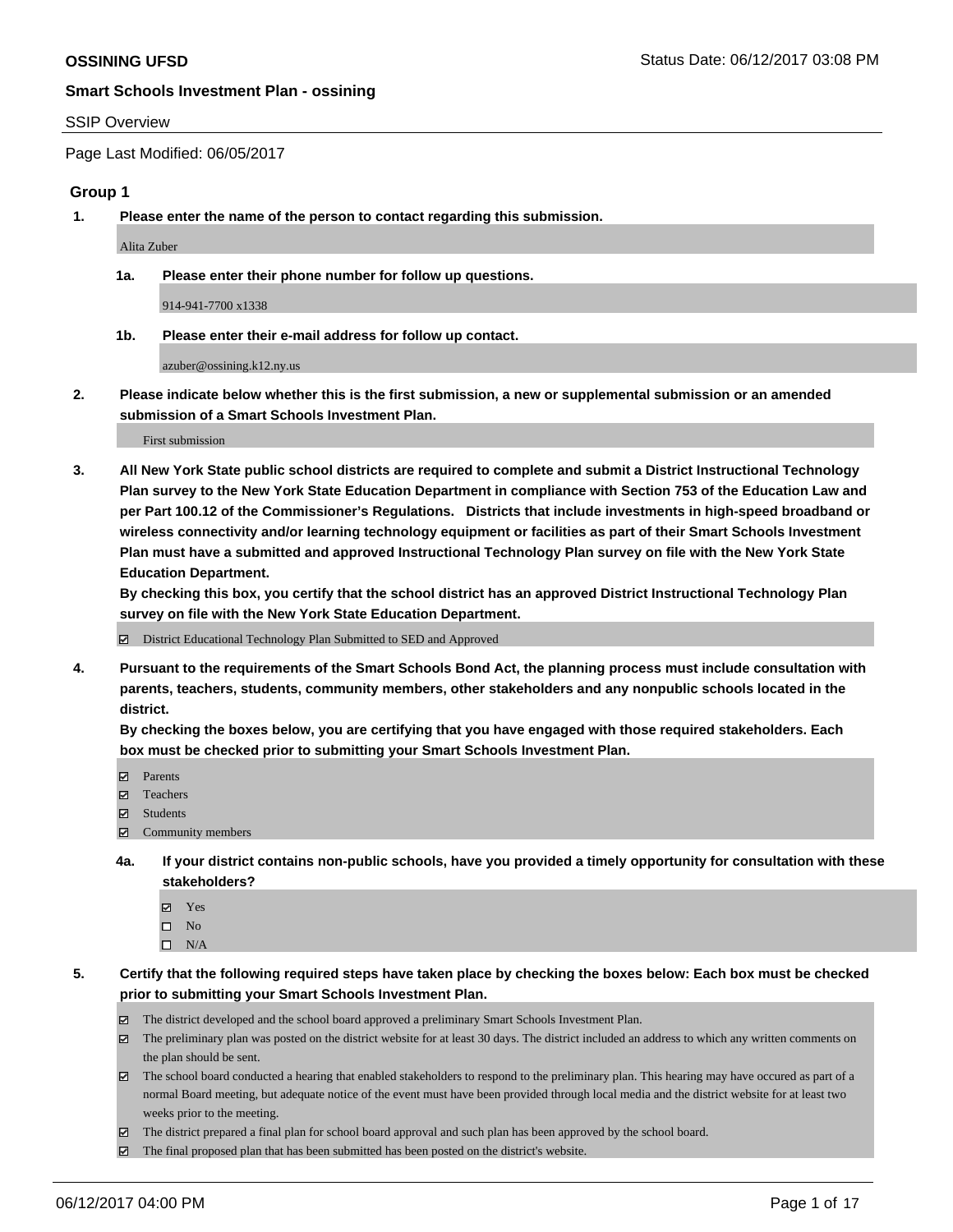**OSSINING UFSD**

Status Date: 06/12/2017 03:08 PM

**Smart Schools Investment Plan - ossining**

SSIP Overview

Page Last Modified: 06/05/2017

### Group 1

**1. Please enter the name of the person to contact regarding this submission.**

Alita Zuber

**1a. Please enter their phone number for follow up questions.**

914-941-7700 x1338

**1b. Please enter their e-mail address for follow up contact.**

azuber@ossining.k12.ny.us

**2. Please indicate below whether this is the first submission, a new or supplemental submission or an amended submission of a Smart Schools Investment Plan.**

First submission

**3. All New York State public school districts are required to complete and submit a District Instructional Technology Plan survey to the New York State Education Department in compliance with Section 753 of the Education Law and per Part 100.12 of the Commissioner's Regulations. Districts that include investments in high-speed broadband or wireless connectivity and/or learning technology equipment or facilities as part of their Smart Schools Investment Plan must have a submitted and approved Instructional Technology Plan survey on file with the New York State Education Department.**

**By checking this box, you certify that the school district has an approved District Instructional Technology Plan survey on file with the New York State Education Department.**

- [x] District Educational Technology Plan Submitted to SED and Approved

**4. Pursuant to the requirements of the Smart Schools Bond Act, the planning process must include consultation with parents, teachers, students, community members, other stakeholders and any nonpublic schools located in the district.**

**By checking the boxes below, you are certifying that you have engaged with those required stakeholders. Each box must be checked prior to submitting your Smart Schools Investment Plan.**

- [x] Parents
- [x] Teachers
- [x] Students
- [x] Community members

**4a. If your district contains non-public schools, have you provided a timely opportunity for consultation with these stakeholders?**

- [x] Yes
- [ ] No
- [ ] N/A

**5. Certify that the following required steps have taken place by checking the boxes below: Each box must be checked prior to submitting your Smart Schools Investment Plan.**

- [x] The district developed and the school board approved a preliminary Smart Schools Investment Plan.
- [x] The preliminary plan was posted on the district website for at least 30 days. The district included an address to which any written comments on the plan should be sent.
- [x] The school board conducted a hearing that enabled stakeholders to respond to the preliminary plan. This hearing may have occured as part of a normal Board meeting, but adequate notice of the event must have been provided through local media and the district website for at least two weeks prior to the meeting.
- [x] The district prepared a final plan for school board approval and such plan has been approved by the school board.
- [x] The final proposed plan that has been submitted has been posted on the district's website.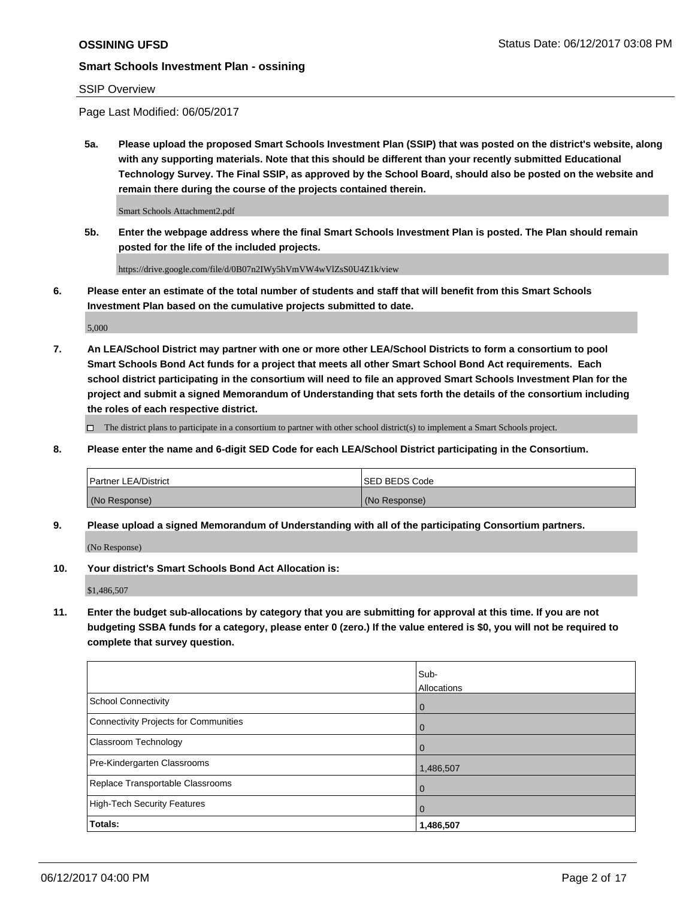SSIP Overview

Page Last Modified: 06/05/2017

**5a. Please upload the proposed Smart Schools Investment Plan (SSIP) that was posted on the district's website, along with any supporting materials. Note that this should be different than your recently submitted Educational Technology Survey. The Final SSIP, as approved by the School Board, should also be posted on the website and remain there during the course of the projects contained therein.**

Smart Schools Attachment2.pdf

**5b. Enter the webpage address where the final Smart Schools Investment Plan is posted. The Plan should remain posted for the life of the included projects.**

https://drive.google.com/file/d/0B07n2IWy5hVmVW4wVlZsS0U4Z1k/view

**6. Please enter an estimate of the total number of students and staff that will benefit from this Smart Schools Investment Plan based on the cumulative projects submitted to date.**

5,000

**7. An LEA/School District may partner with one or more other LEA/School Districts to form a consortium to pool Smart Schools Bond Act funds for a project that meets all other Smart School Bond Act requirements. Each school district participating in the consortium will need to file an approved Smart Schools Investment Plan for the project and submit a signed Memorandum of Understanding that sets forth the details of the consortium including the roles of each respective district.**

☐ The district plans to participate in a consortium to partner with other school district(s) to implement a Smart Schools project.

**8. Please enter the name and 6-digit SED Code for each LEA/School District participating in the Consortium.**

| Partner LEA/District | SED BEDS Code |
| --- | --- |
| (No Response) | (No Response) |

**9. Please upload a signed Memorandum of Understanding with all of the participating Consortium partners.**

(No Response)

**10. Your district's Smart Schools Bond Act Allocation is:**

$1,486,507

**11. Enter the budget sub-allocations by category that you are submitting for approval at this time. If you are not budgeting SSBA funds for a category, please enter 0 (zero.) If the value entered is $0, you will not be required to complete that survey question.**

| | Sub-Allocations |
| --- | --- |
| School Connectivity | 0 |
| Connectivity Projects for Communities | 0 |
| Classroom Technology | 0 |
| Pre-Kindergarten Classrooms | 1,486,507 |
| Replace Transportable Classrooms | 0 |
| High-Tech Security Features | 0 |
| **Totals:** | **1,486,507** |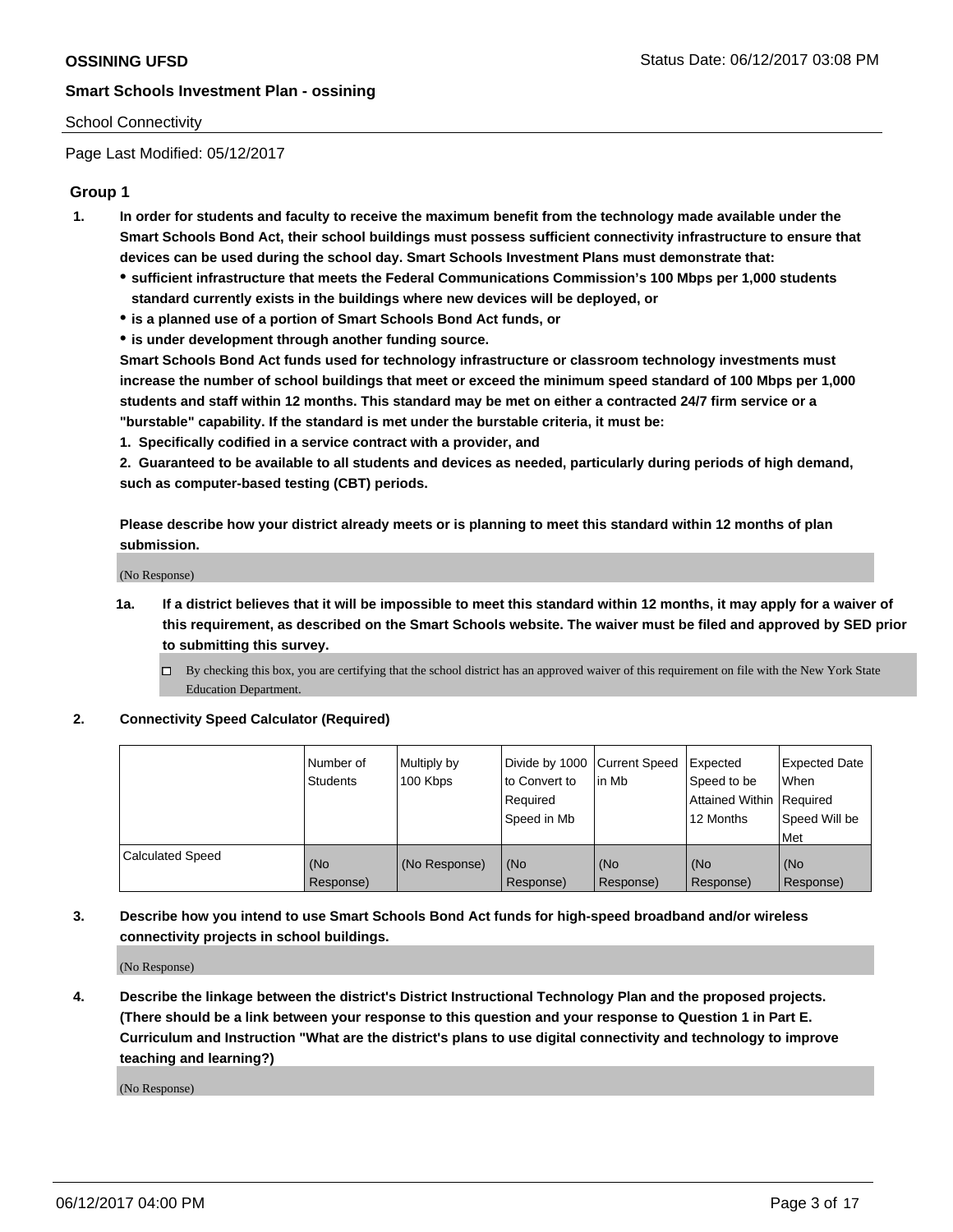OSSINING UFSD

Status Date: 06/12/2017 03:08 PM

**Smart Schools Investment Plan - ossining**

School Connectivity

Page Last Modified: 05/12/2017

### Group 1

1. **In order for students and faculty to receive the maximum benefit from the technology made available under the Smart Schools Bond Act, their school buildings must possess sufficient connectivity infrastructure to ensure that devices can be used during the school day. Smart Schools Investment Plans must demonstrate that:**
   - **sufficient infrastructure that meets the Federal Communications Commission's 100 Mbps per 1,000 students standard currently exists in the buildings where new devices will be deployed, or**
   - **is a planned use of a portion of Smart Schools Bond Act funds, or**
   - **is under development through another funding source.**

   **Smart Schools Bond Act funds used for technology infrastructure or classroom technology investments must increase the number of school buildings that meet or exceed the minimum speed standard of 100 Mbps per 1,000 students and staff within 12 months. This standard may be met on either a contracted 24/7 firm service or a "burstable" capability. If the standard is met under the burstable criteria, it must be:**

   **1. Specifically codified in a service contract with a provider, and**

   **2. Guaranteed to be available to all students and devices as needed, particularly during periods of high demand, such as computer-based testing (CBT) periods.**

   **Please describe how your district already meets or is planning to meet this standard within 12 months of plan submission.**

   (No Response)

   1a. **If a district believes that it will be impossible to meet this standard within 12 months, it may apply for a waiver of this requirement, as described on the Smart Schools website. The waiver must be filed and approved by SED prior to submitting this survey.**

   ☐ By checking this box, you are certifying that the school district has an approved waiver of this requirement on file with the New York State Education Department.

2. **Connectivity Speed Calculator (Required)**

| | Number of Students | Multiply by 100 Kbps | Divide by 1000 to Convert to Required Speed in Mb | Current Speed in Mb | Expected Speed to be Attained Within 12 Months | Expected Date When Required Speed Will be Met |
|---|---|---|---|---|---|---|
| Calculated Speed | (No Response) | (No Response) | (No Response) | (No Response) | (No Response) | (No Response) |

3. **Describe how you intend to use Smart Schools Bond Act funds for high-speed broadband and/or wireless connectivity projects in school buildings.**

   (No Response)

4. **Describe the linkage between the district's District Instructional Technology Plan and the proposed projects. (There should be a link between your response to this question and your response to Question 1 in Part E. Curriculum and Instruction "What are the district's plans to use digital connectivity and technology to improve teaching and learning?)**

   (No Response)

06/12/2017 04:00 PM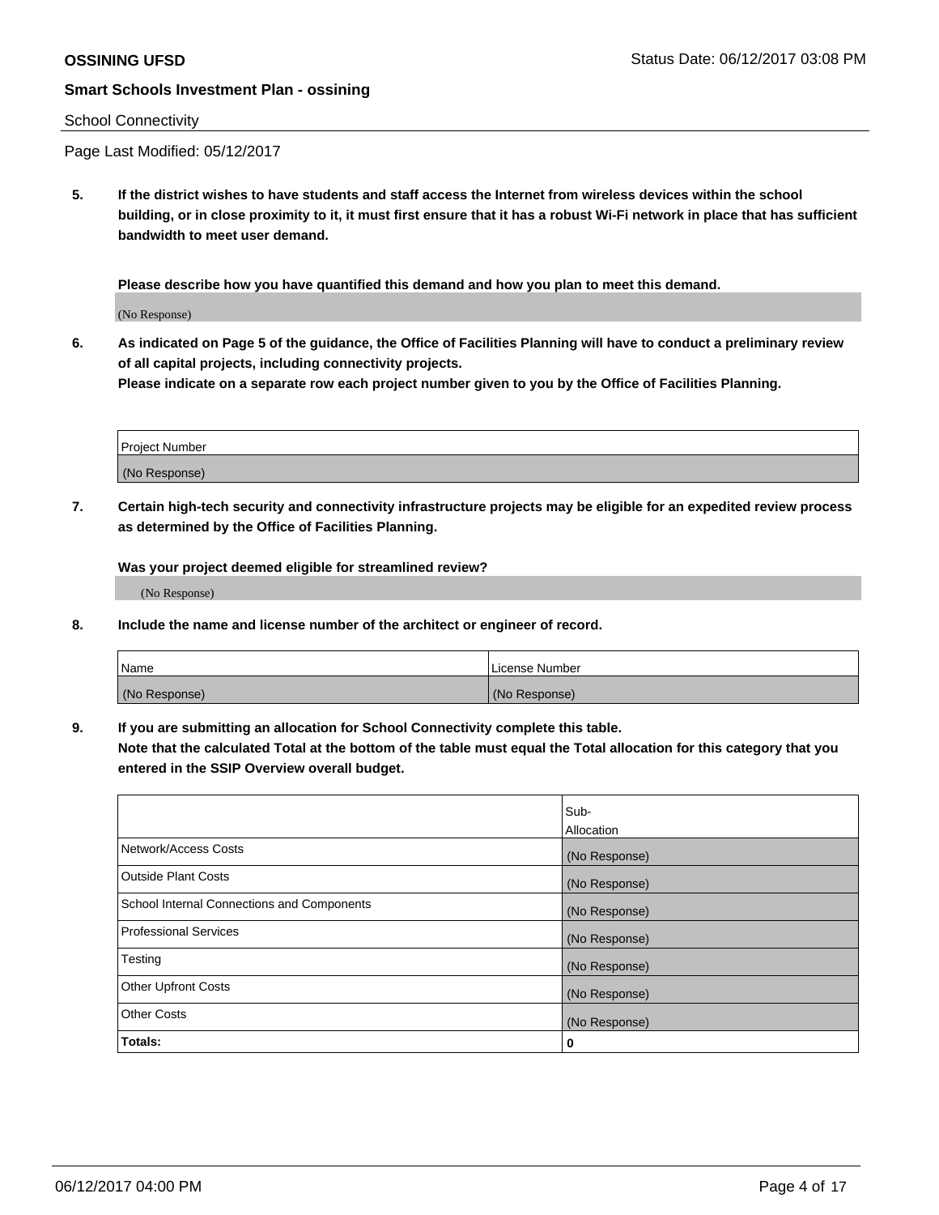School Connectivity

Page Last Modified: 05/12/2017

**5. If the district wishes to have students and staff access the Internet from wireless devices within the school building, or in close proximity to it, it must first ensure that it has a robust Wi-Fi network in place that has sufficient bandwidth to meet user demand.**

**Please describe how you have quantified this demand and how you plan to meet this demand.**

(No Response)

**6. As indicated on Page 5 of the guidance, the Office of Facilities Planning will have to conduct a preliminary review of all capital projects, including connectivity projects.**
**Please indicate on a separate row each project number given to you by the Office of Facilities Planning.**

| Project Number |
|---|
| (No Response) |

**7. Certain high-tech security and connectivity infrastructure projects may be eligible for an expedited review process as determined by the Office of Facilities Planning.**

**Was your project deemed eligible for streamlined review?**

(No Response)

**8. Include the name and license number of the architect or engineer of record.**

| Name | License Number |
|---|---|
| (No Response) | (No Response) |

**9. If you are submitting an allocation for School Connectivity complete this table.**
**Note that the calculated Total at the bottom of the table must equal the Total allocation for this category that you entered in the SSIP Overview overall budget.**

| | Sub-Allocation |
|---|---|
| Network/Access Costs | (No Response) |
| Outside Plant Costs | (No Response) |
| School Internal Connections and Components | (No Response) |
| Professional Services | (No Response) |
| Testing | (No Response) |
| Other Upfront Costs | (No Response) |
| Other Costs | (No Response) |
| **Totals:** | **0** |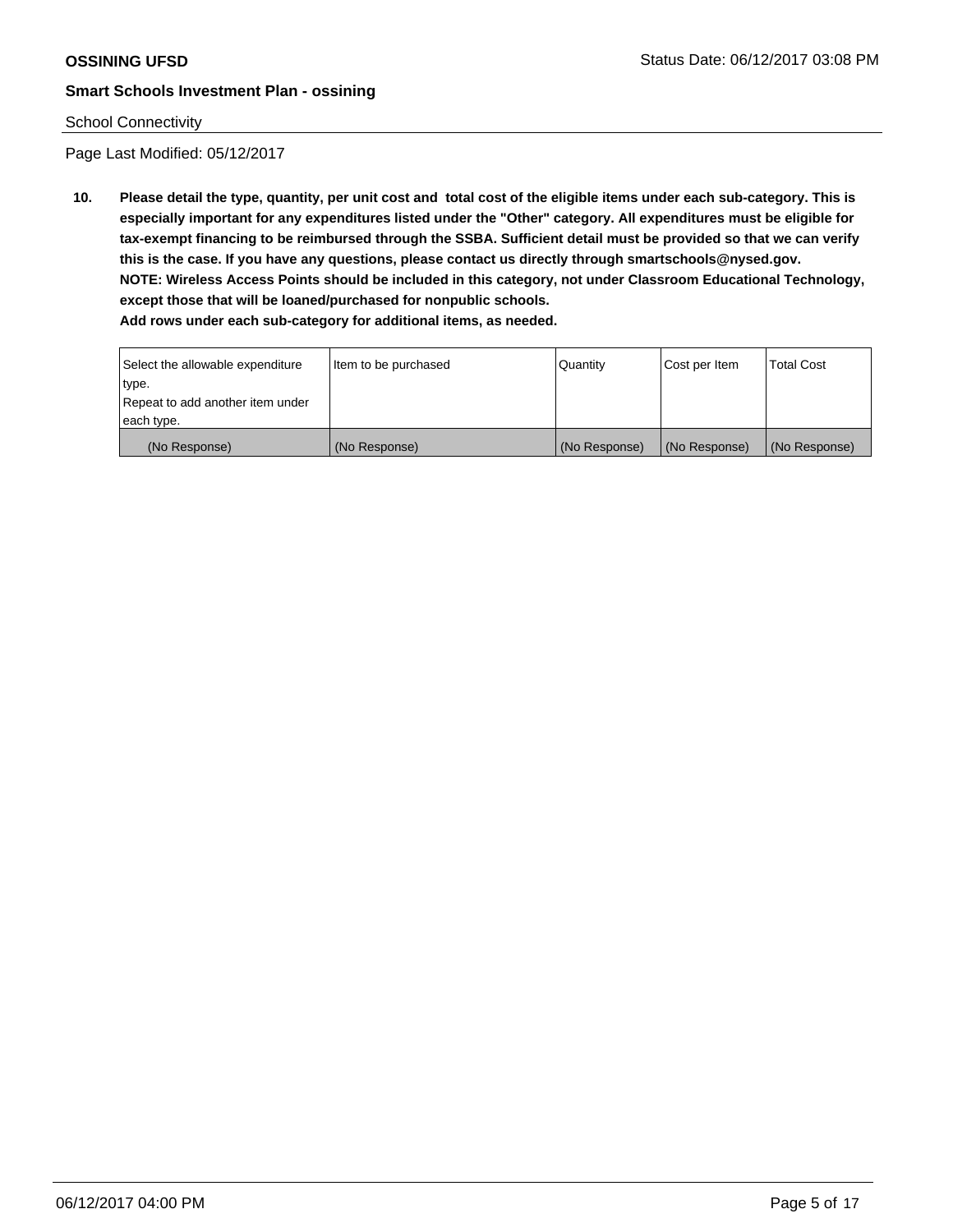School Connectivity

Page Last Modified: 05/12/2017

**10. Please detail the type, quantity, per unit cost and total cost of the eligible items under each sub-category. This is especially important for any expenditures listed under the "Other" category. All expenditures must be eligible for tax-exempt financing to be reimbursed through the SSBA. Sufficient detail must be provided so that we can verify this is the case. If you have any questions, please contact us directly through smartschools@nysed.gov.**
**NOTE: Wireless Access Points should be included in this category, not under Classroom Educational Technology, except those that will be loaned/purchased for nonpublic schools.**
**Add rows under each sub-category for additional items, as needed.**

| Select the allowable expenditure type. Repeat to add another item under each type. | Item to be purchased | Quantity | Cost per Item | Total Cost |
|---|---|---|---|---|
| (No Response) | (No Response) | (No Response) | (No Response) | (No Response) |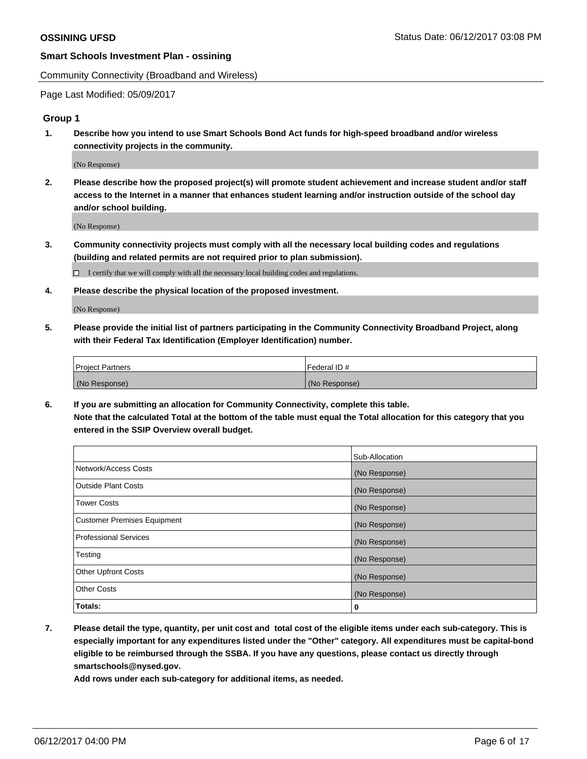Community Connectivity (Broadband and Wireless)

Page Last Modified: 05/09/2017

## Group 1

**1. Describe how you intend to use Smart Schools Bond Act funds for high-speed broadband and/or wireless connectivity projects in the community.**

(No Response)

**2. Please describe how the proposed project(s) will promote student achievement and increase student and/or staff access to the Internet in a manner that enhances student learning and/or instruction outside of the school day and/or school building.**

(No Response)

**3. Community connectivity projects must comply with all the necessary local building codes and regulations (building and related permits are not required prior to plan submission).**

☐ I certify that we will comply with all the necessary local building codes and regulations.

**4. Please describe the physical location of the proposed investment.**

(No Response)

**5. Please provide the initial list of partners participating in the Community Connectivity Broadband Project, along with their Federal Tax Identification (Employer Identification) number.**

| Project Partners | Federal ID # |
|---|---|
| (No Response) | (No Response) |

**6. If you are submitting an allocation for Community Connectivity, complete this table. Note that the calculated Total at the bottom of the table must equal the Total allocation for this category that you entered in the SSIP Overview overall budget.**

| | Sub-Allocation |
|---|---|
| Network/Access Costs | (No Response) |
| Outside Plant Costs | (No Response) |
| Tower Costs | (No Response) |
| Customer Premises Equipment | (No Response) |
| Professional Services | (No Response) |
| Testing | (No Response) |
| Other Upfront Costs | (No Response) |
| Other Costs | (No Response) |
| **Totals:** | **0** |

**7. Please detail the type, quantity, per unit cost and total cost of the eligible items under each sub-category. This is especially important for any expenditures listed under the "Other" category. All expenditures must be capital-bond eligible to be reimbursed through the SSBA. If you have any questions, please contact us directly through smartschools@nysed.gov.**

**Add rows under each sub-category for additional items, as needed.**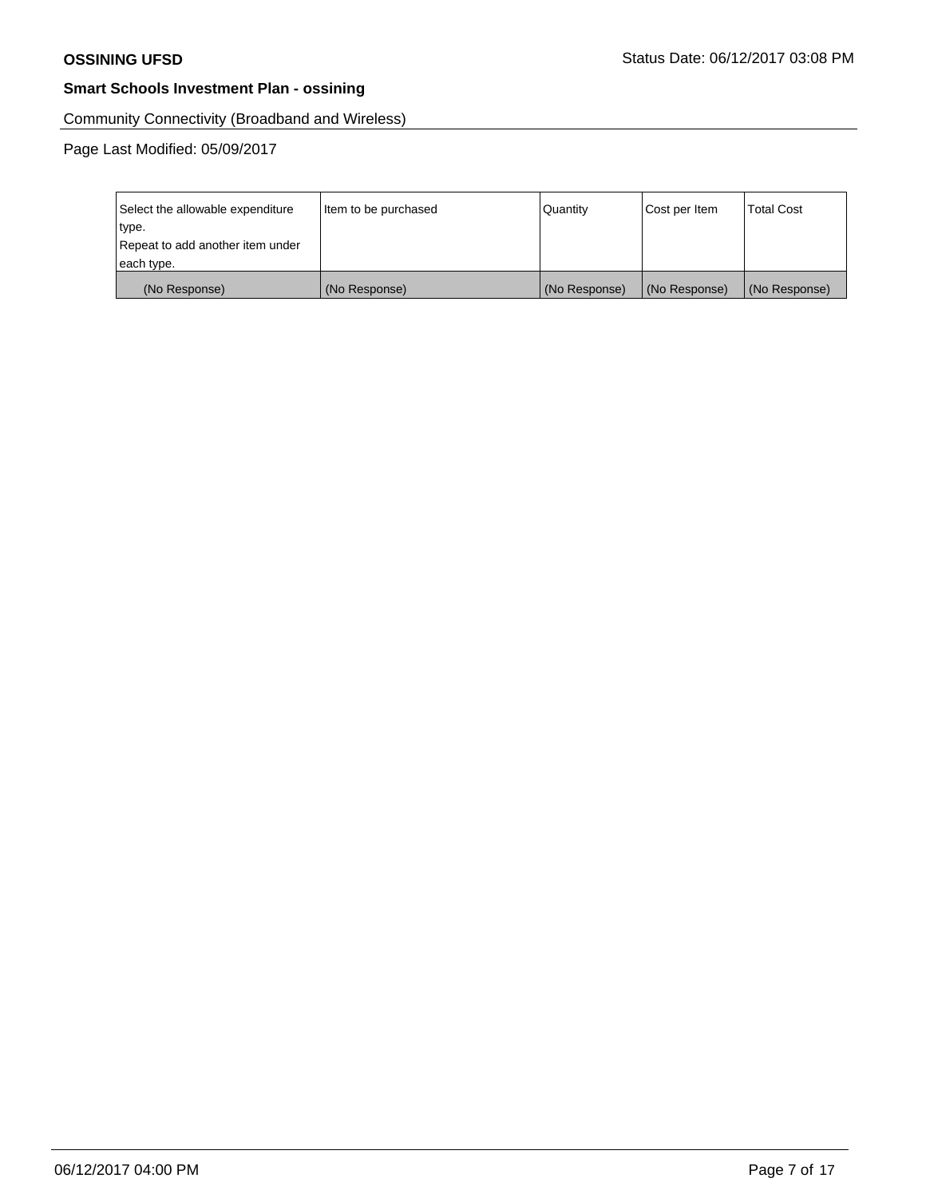Community Connectivity (Broadband and Wireless)

Page Last Modified: 05/09/2017

| Select the allowable expenditure type. Repeat to add another item under each type. | Item to be purchased | Quantity | Cost per Item | Total Cost |
|---|---|---|---|---|
| (No Response) | (No Response) | (No Response) | (No Response) | (No Response) |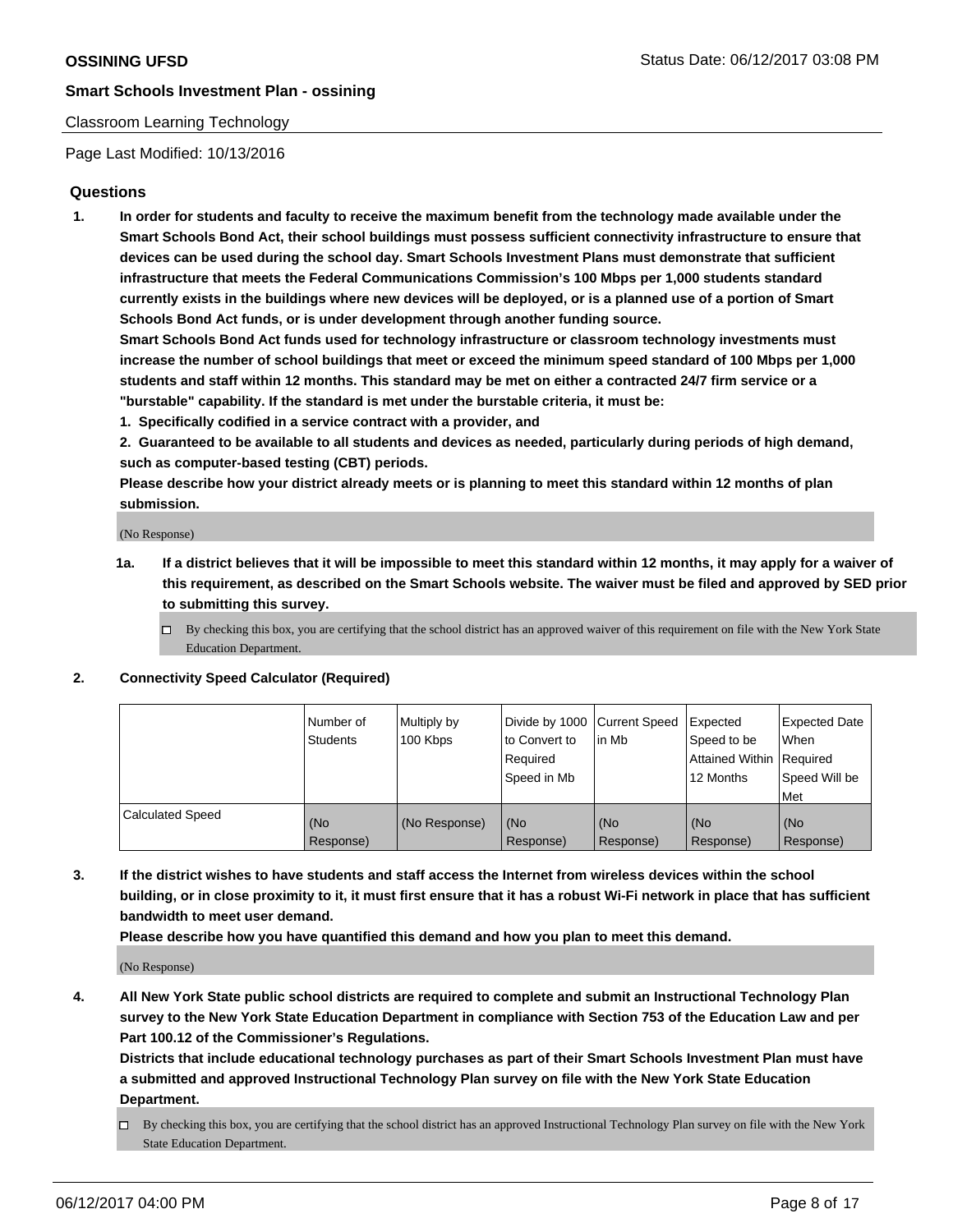**OSSINING UFSD**

**Smart Schools Investment Plan - ossining**

Classroom Learning Technology

Page Last Modified: 10/13/2016

## Questions

1. **In order for students and faculty to receive the maximum benefit from the technology made available under the Smart Schools Bond Act, their school buildings must possess sufficient connectivity infrastructure to ensure that devices can be used during the school day. Smart Schools Investment Plans must demonstrate that sufficient infrastructure that meets the Federal Communications Commission's 100 Mbps per 1,000 students standard currently exists in the buildings where new devices will be deployed, or is a planned use of a portion of Smart Schools Bond Act funds, or is under development through another funding source.**
   **Smart Schools Bond Act funds used for technology infrastructure or classroom technology investments must increase the number of school buildings that meet or exceed the minimum speed standard of 100 Mbps per 1,000 students and staff within 12 months. This standard may be met on either a contracted 24/7 firm service or a "burstable" capability. If the standard is met under the burstable criteria, it must be:**
   **1. Specifically codified in a service contract with a provider, and**
   **2. Guaranteed to be available to all students and devices as needed, particularly during periods of high demand, such as computer-based testing (CBT) periods.**
   **Please describe how your district already meets or is planning to meet this standard within 12 months of plan submission.**

   (No Response)

   **1a. If a district believes that it will be impossible to meet this standard within 12 months, it may apply for a waiver of this requirement, as described on the Smart Schools website. The waiver must be filed and approved by SED prior to submitting this survey.**

   - [ ] By checking this box, you are certifying that the school district has an approved waiver of this requirement on file with the New York State Education Department.

2. **Connectivity Speed Calculator (Required)**

| | Number of Students | Multiply by 100 Kbps | Divide by 1000 to Convert to Required Speed in Mb | Current Speed in Mb | Expected Speed to be Attained Within 12 Months | Expected Date When Required Speed Will be Met |
|---|---|---|---|---|---|---|
| Calculated Speed | (No Response) | (No Response) | (No Response) | (No Response) | (No Response) | (No Response) |

3. **If the district wishes to have students and staff access the Internet from wireless devices within the school building, or in close proximity to it, it must first ensure that it has a robust Wi-Fi network in place that has sufficient bandwidth to meet user demand.**
   **Please describe how you have quantified this demand and how you plan to meet this demand.**

   (No Response)

4. **All New York State public school districts are required to complete and submit an Instructional Technology Plan survey to the New York State Education Department in compliance with Section 753 of the Education Law and per Part 100.12 of the Commissioner's Regulations.**
   **Districts that include educational technology purchases as part of their Smart Schools Investment Plan must have a submitted and approved Instructional Technology Plan survey on file with the New York State Education Department.**

   - [ ] By checking this box, you are certifying that the school district has an approved Instructional Technology Plan survey on file with the New York State Education Department.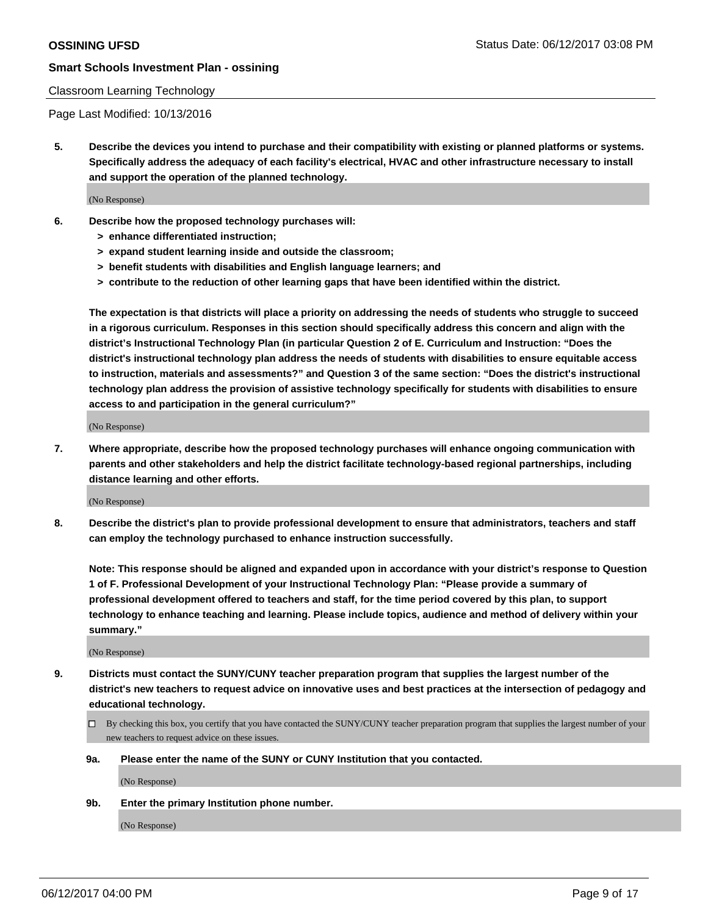Classroom Learning Technology

Page Last Modified: 10/13/2016

**5. Describe the devices you intend to purchase and their compatibility with existing or planned platforms or systems. Specifically address the adequacy of each facility's electrical, HVAC and other infrastructure necessary to install and support the operation of the planned technology.**

(No Response)

**6. Describe how the proposed technology purchases will:**

- **> enhance differentiated instruction;**
- **> expand student learning inside and outside the classroom;**
- **> benefit students with disabilities and English language learners; and**
- **> contribute to the reduction of other learning gaps that have been identified within the district.**

**The expectation is that districts will place a priority on addressing the needs of students who struggle to succeed in a rigorous curriculum. Responses in this section should specifically address this concern and align with the district's Instructional Technology Plan (in particular Question 2 of E. Curriculum and Instruction: "Does the district's instructional technology plan address the needs of students with disabilities to ensure equitable access to instruction, materials and assessments?" and Question 3 of the same section: "Does the district's instructional technology plan address the provision of assistive technology specifically for students with disabilities to ensure access to and participation in the general curriculum?"**

(No Response)

**7. Where appropriate, describe how the proposed technology purchases will enhance ongoing communication with parents and other stakeholders and help the district facilitate technology-based regional partnerships, including distance learning and other efforts.**

(No Response)

**8. Describe the district's plan to provide professional development to ensure that administrators, teachers and staff can employ the technology purchased to enhance instruction successfully.**

**Note: This response should be aligned and expanded upon in accordance with your district's response to Question 1 of F. Professional Development of your Instructional Technology Plan: "Please provide a summary of professional development offered to teachers and staff, for the time period covered by this plan, to support technology to enhance teaching and learning. Please include topics, audience and method of delivery within your summary."**

(No Response)

**9. Districts must contact the SUNY/CUNY teacher preparation program that supplies the largest number of the district's new teachers to request advice on innovative uses and best practices at the intersection of pedagogy and educational technology.**

☐ By checking this box, you certify that you have contacted the SUNY/CUNY teacher preparation program that supplies the largest number of your new teachers to request advice on these issues.

**9a. Please enter the name of the SUNY or CUNY Institution that you contacted.**

(No Response)

**9b. Enter the primary Institution phone number.**

(No Response)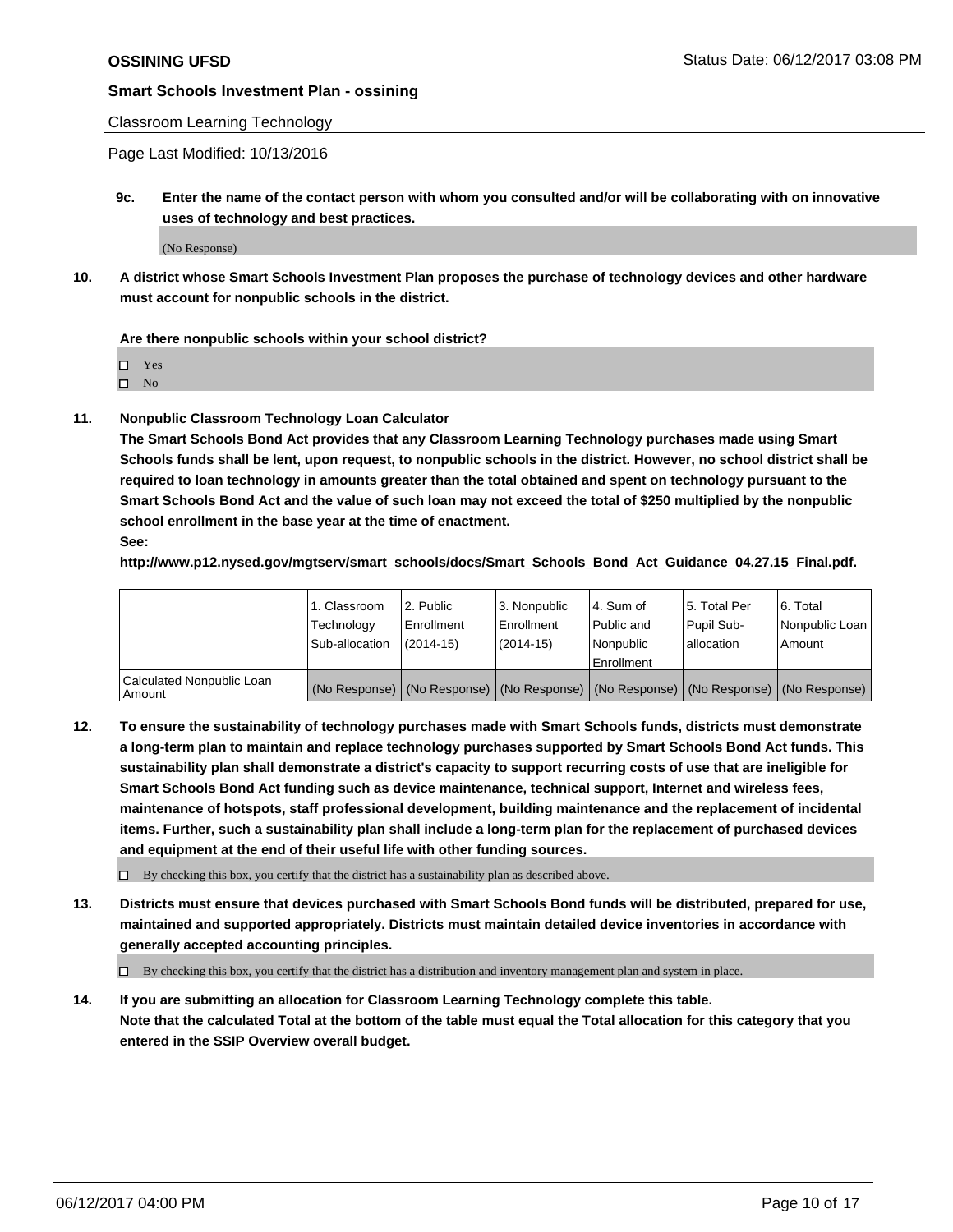**OSSINING UFSD** Status Date: 06/12/2017 03:08 PM

**Smart Schools Investment Plan - ossining**

Classroom Learning Technology

Page Last Modified: 10/13/2016

**9c. Enter the name of the contact person with whom you consulted and/or will be collaborating with on innovative uses of technology and best practices.**

(No Response)

**10. A district whose Smart Schools Investment Plan proposes the purchase of technology devices and other hardware must account for nonpublic schools in the district.**

**Are there nonpublic schools within your school district?**

- ☐ Yes
- ☐ No

**11. Nonpublic Classroom Technology Loan Calculator**
**The Smart Schools Bond Act provides that any Classroom Learning Technology purchases made using Smart Schools funds shall be lent, upon request, to nonpublic schools in the district. However, no school district shall be required to loan technology in amounts greater than the total obtained and spent on technology pursuant to the Smart Schools Bond Act and the value of such loan may not exceed the total of $250 multiplied by the nonpublic school enrollment in the base year at the time of enactment.**
**See:**
**http://www.p12.nysed.gov/mgtserv/smart_schools/docs/Smart_Schools_Bond_Act_Guidance_04.27.15_Final.pdf.**

| | 1. Classroom Technology Sub-allocation | 2. Public Enrollment (2014-15) | 3. Nonpublic Enrollment (2014-15) | 4. Sum of Public and Nonpublic Enrollment | 5. Total Per Pupil Sub-allocation | 6. Total Nonpublic Loan Amount |
|---|---|---|---|---|---|---|
| Calculated Nonpublic Loan Amount | (No Response) | (No Response) | (No Response) | (No Response) | (No Response) | (No Response) |

**12. To ensure the sustainability of technology purchases made with Smart Schools funds, districts must demonstrate a long-term plan to maintain and replace technology purchases supported by Smart Schools Bond Act funds. This sustainability plan shall demonstrate a district's capacity to support recurring costs of use that are ineligible for Smart Schools Bond Act funding such as device maintenance, technical support, Internet and wireless fees, maintenance of hotspots, staff professional development, building maintenance and the replacement of incidental items. Further, such a sustainability plan shall include a long-term plan for the replacement of purchased devices and equipment at the end of their useful life with other funding sources.**

☐ By checking this box, you certify that the district has a sustainability plan as described above.

**13. Districts must ensure that devices purchased with Smart Schools Bond funds will be distributed, prepared for use, maintained and supported appropriately. Districts must maintain detailed device inventories in accordance with generally accepted accounting principles.**

☐ By checking this box, you certify that the district has a distribution and inventory management plan and system in place.

**14. If you are submitting an allocation for Classroom Learning Technology complete this table.**
**Note that the calculated Total at the bottom of the table must equal the Total allocation for this category that you entered in the SSIP Overview overall budget.**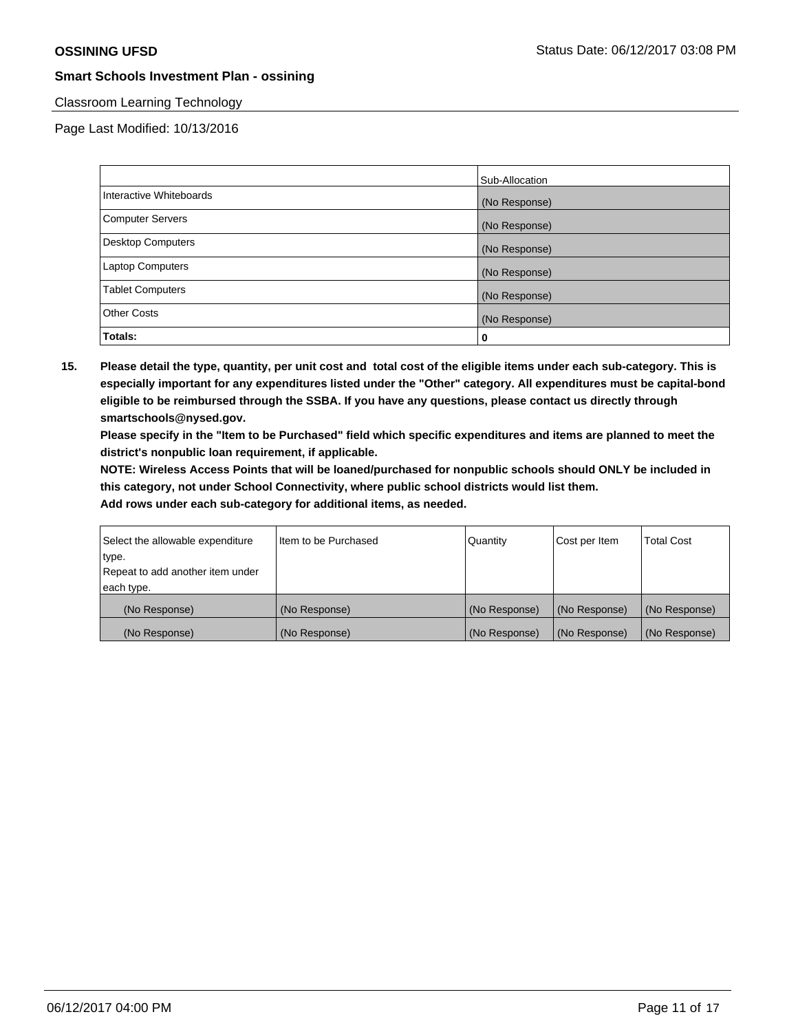**OSSINING UFSD**

**Smart Schools Investment Plan - ossining**

Classroom Learning Technology

Page Last Modified: 10/13/2016

| | Sub-Allocation |
|---|---|
| Interactive Whiteboards | (No Response) |
| Computer Servers | (No Response) |
| Desktop Computers | (No Response) |
| Laptop Computers | (No Response) |
| Tablet Computers | (No Response) |
| Other Costs | (No Response) |
| **Totals:** | **0** |

**15. Please detail the type, quantity, per unit cost and total cost of the eligible items under each sub-category. This is especially important for any expenditures listed under the "Other" category. All expenditures must be capital-bond eligible to be reimbursed through the SSBA. If you have any questions, please contact us directly through smartschools@nysed.gov.**

**Please specify in the "Item to be Purchased" field which specific expenditures and items are planned to meet the district's nonpublic loan requirement, if applicable.**

**NOTE: Wireless Access Points that will be loaned/purchased for nonpublic schools should ONLY be included in this category, not under School Connectivity, where public school districts would list them.**

**Add rows under each sub-category for additional items, as needed.**

| Select the allowable expenditure type. Repeat to add another item under each type. | Item to be Purchased | Quantity | Cost per Item | Total Cost |
|---|---|---|---|---|
| (No Response) | (No Response) | (No Response) | (No Response) | (No Response) |
| (No Response) | (No Response) | (No Response) | (No Response) | (No Response) |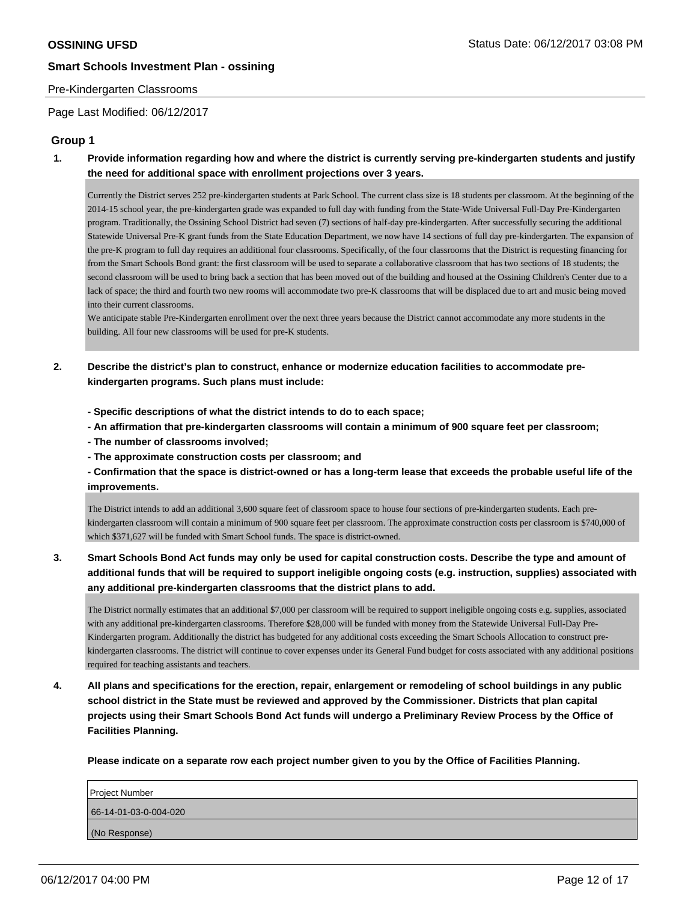Pre-Kindergarten Classrooms

Page Last Modified: 06/12/2017

## Group 1

**1. Provide information regarding how and where the district is currently serving pre-kindergarten students and justify the need for additional space with enrollment projections over 3 years.**

Currently the District serves 252 pre-kindergarten students at Park School. The current class size is 18 students per classroom. At the beginning of the 2014-15 school year, the pre-kindergarten grade was expanded to full day with funding from the State-Wide Universal Full-Day Pre-Kindergarten program. Traditionally, the Ossining School District had seven (7) sections of half-day pre-kindergarten. After successfully securing the additional Statewide Universal Pre-K grant funds from the State Education Department, we now have 14 sections of full day pre-kindergarten. The expansion of the pre-K program to full day requires an additional four classrooms. Specifically, of the four classrooms that the District is requesting financing for from the Smart Schools Bond grant: the first classroom will be used to separate a collaborative classroom that has two sections of 18 students; the second classroom will be used to bring back a section that has been moved out of the building and housed at the Ossining Children's Center due to a lack of space; the third and fourth two new rooms will accommodate two pre-K classrooms that will be displaced due to art and music being moved into their current classrooms.
We anticipate stable Pre-Kindergarten enrollment over the next three years because the District cannot accommodate any more students in the building. All four new classrooms will be used for pre-K students.

**2. Describe the district's plan to construct, enhance or modernize education facilities to accommodate pre-kindergarten programs. Such plans must include:**

**- Specific descriptions of what the district intends to do to each space;**
**- An affirmation that pre-kindergarten classrooms will contain a minimum of 900 square feet per classroom;**
**- The number of classrooms involved;**
**- The approximate construction costs per classroom; and**
**- Confirmation that the space is district-owned or has a long-term lease that exceeds the probable useful life of the improvements.**

The District intends to add an additional 3,600 square feet of classroom space to house four sections of pre-kindergarten students. Each pre-kindergarten classroom will contain a minimum of 900 square feet per classroom. The approximate construction costs per classroom is $740,000 of which $371,627 will be funded with Smart School funds. The space is district-owned.

**3. Smart Schools Bond Act funds may only be used for capital construction costs. Describe the type and amount of additional funds that will be required to support ineligible ongoing costs (e.g. instruction, supplies) associated with any additional pre-kindergarten classrooms that the district plans to add.**

The District normally estimates that an additional $7,000 per classroom will be required to support ineligible ongoing costs e.g. supplies, associated with any additional pre-kindergarten classrooms. Therefore $28,000 will be funded with money from the Statewide Universal Full-Day Pre-Kindergarten program. Additionally the district has budgeted for any additional costs exceeding the Smart Schools Allocation to construct pre-kindergarten classrooms. The district will continue to cover expenses under its General Fund budget for costs associated with any additional positions required for teaching assistants and teachers.

**4. All plans and specifications for the erection, repair, enlargement or remodeling of school buildings in any public school district in the State must be reviewed and approved by the Commissioner. Districts that plan capital projects using their Smart Schools Bond Act funds will undergo a Preliminary Review Process by the Office of Facilities Planning.**

**Please indicate on a separate row each project number given to you by the Office of Facilities Planning.**

| Project Number |
| --- |
| 66-14-01-03-0-004-020 |
| (No Response) |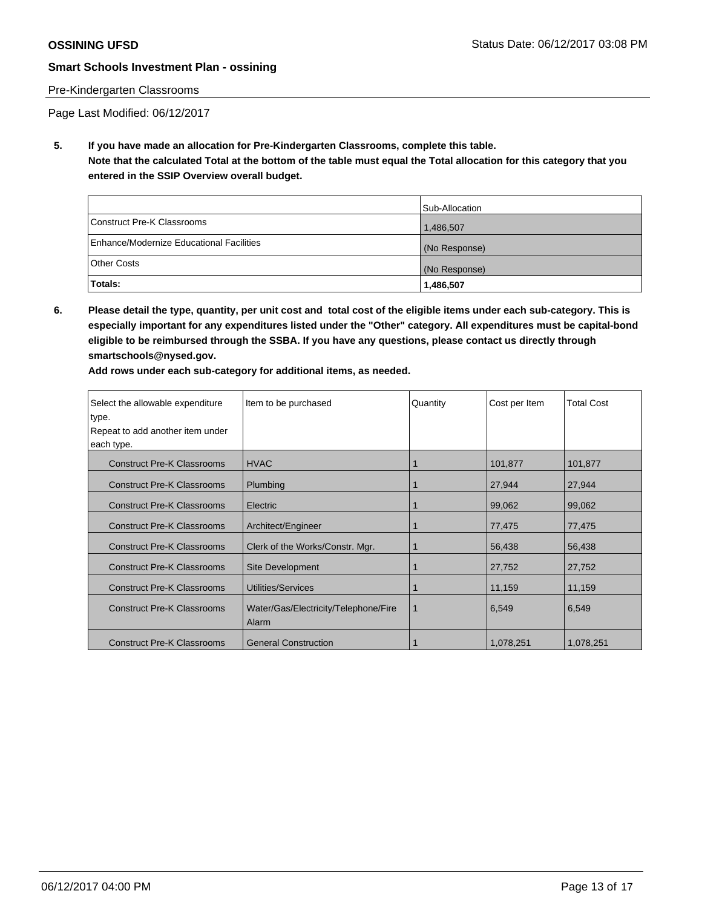Pre-Kindergarten Classrooms

Page Last Modified: 06/12/2017

**5. If you have made an allocation for Pre-Kindergarten Classrooms, complete this table. Note that the calculated Total at the bottom of the table must equal the Total allocation for this category that you entered in the SSIP Overview overall budget.**

| | Sub-Allocation |
|---|---|
| Construct Pre-K Classrooms | 1,486,507 |
| Enhance/Modernize Educational Facilities | (No Response) |
| Other Costs | (No Response) |
| **Totals:** | **1,486,507** |

**6. Please detail the type, quantity, per unit cost and total cost of the eligible items under each sub-category. This is especially important for any expenditures listed under the "Other" category. All expenditures must be capital-bond eligible to be reimbursed through the SSBA. If you have any questions, please contact us directly through smartschools@nysed.gov.**

**Add rows under each sub-category for additional items, as needed.**

| Select the allowable expenditure type. Repeat to add another item under each type. | Item to be purchased | Quantity | Cost per Item | Total Cost |
|---|---|---|---|---|
| Construct Pre-K Classrooms | HVAC | 1 | 101,877 | 101,877 |
| Construct Pre-K Classrooms | Plumbing | 1 | 27,944 | 27,944 |
| Construct Pre-K Classrooms | Electric | 1 | 99,062 | 99,062 |
| Construct Pre-K Classrooms | Architect/Engineer | 1 | 77,475 | 77,475 |
| Construct Pre-K Classrooms | Clerk of the Works/Constr. Mgr. | 1 | 56,438 | 56,438 |
| Construct Pre-K Classrooms | Site Development | 1 | 27,752 | 27,752 |
| Construct Pre-K Classrooms | Utilities/Services | 1 | 11,159 | 11,159 |
| Construct Pre-K Classrooms | Water/Gas/Electricity/Telephone/Fire Alarm | 1 | 6,549 | 6,549 |
| Construct Pre-K Classrooms | General Construction | 1 | 1,078,251 | 1,078,251 |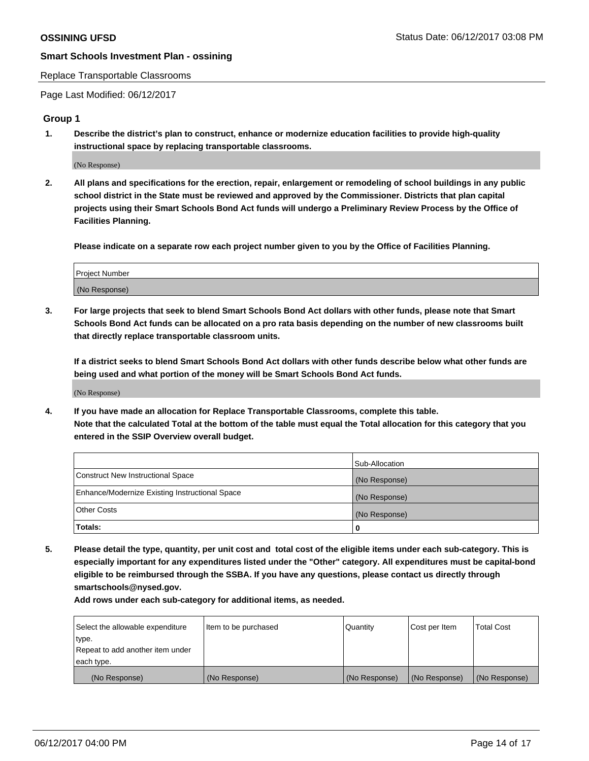Replace Transportable Classrooms

Page Last Modified: 06/12/2017

## Group 1

**1. Describe the district's plan to construct, enhance or modernize education facilities to provide high-quality instructional space by replacing transportable classrooms.**

(No Response)

**2. All plans and specifications for the erection, repair, enlargement or remodeling of school buildings in any public school district in the State must be reviewed and approved by the Commissioner. Districts that plan capital projects using their Smart Schools Bond Act funds will undergo a Preliminary Review Process by the Office of Facilities Planning.**

**Please indicate on a separate row each project number given to you by the Office of Facilities Planning.**

| Project Number |
|---|
| (No Response) |

**3. For large projects that seek to blend Smart Schools Bond Act dollars with other funds, please note that Smart Schools Bond Act funds can be allocated on a pro rata basis depending on the number of new classrooms built that directly replace transportable classroom units.**

**If a district seeks to blend Smart Schools Bond Act dollars with other funds describe below what other funds are being used and what portion of the money will be Smart Schools Bond Act funds.**

(No Response)

**4. If you have made an allocation for Replace Transportable Classrooms, complete this table. Note that the calculated Total at the bottom of the table must equal the Total allocation for this category that you entered in the SSIP Overview overall budget.**

| | Sub-Allocation |
|---|---|
| Construct New Instructional Space | (No Response) |
| Enhance/Modernize Existing Instructional Space | (No Response) |
| Other Costs | (No Response) |
| **Totals:** | **0** |

**5. Please detail the type, quantity, per unit cost and total cost of the eligible items under each sub-category. This is especially important for any expenditures listed under the "Other" category. All expenditures must be capital-bond eligible to be reimbursed through the SSBA. If you have any questions, please contact us directly through smartschools@nysed.gov.**

**Add rows under each sub-category for additional items, as needed.**

| Select the allowable expenditure type. Repeat to add another item under each type. | Item to be purchased | Quantity | Cost per Item | Total Cost |
|---|---|---|---|---|
| (No Response) | (No Response) | (No Response) | (No Response) | (No Response) |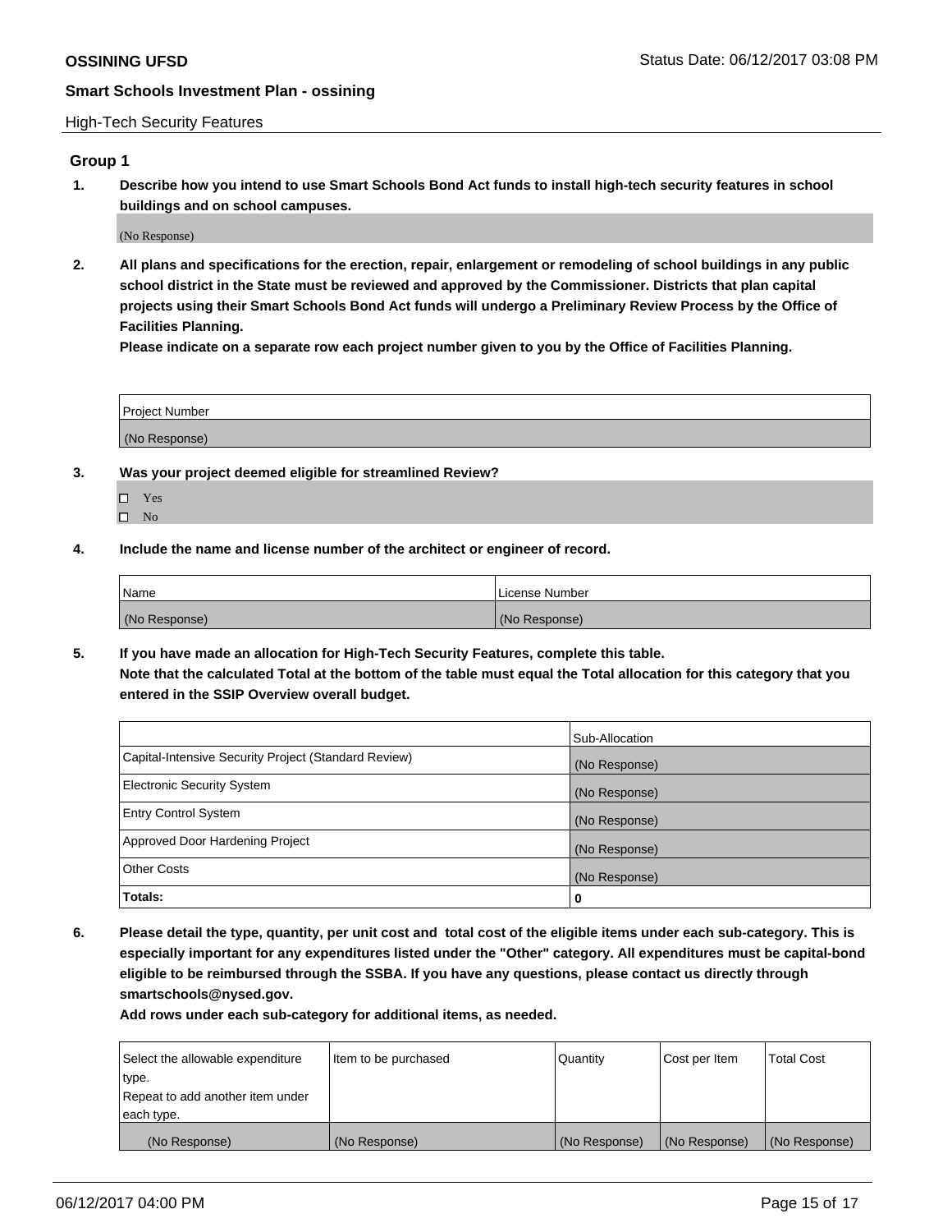High-Tech Security Features

## Group 1

**1. Describe how you intend to use Smart Schools Bond Act funds to install high-tech security features in school buildings and on school campuses.**

(No Response)

**2. All plans and specifications for the erection, repair, enlargement or remodeling of school buildings in any public school district in the State must be reviewed and approved by the Commissioner. Districts that plan capital projects using their Smart Schools Bond Act funds will undergo a Preliminary Review Process by the Office of Facilities Planning.**

**Please indicate on a separate row each project number given to you by the Office of Facilities Planning.**

| Project Number |
|---|
| (No Response) |

**3. Was your project deemed eligible for streamlined Review?**

- ☐ Yes
- ☐ No

**4. Include the name and license number of the architect or engineer of record.**

| Name | License Number |
|---|---|
| (No Response) | (No Response) |

**5. If you have made an allocation for High-Tech Security Features, complete this table.**
**Note that the calculated Total at the bottom of the table must equal the Total allocation for this category that you entered in the SSIP Overview overall budget.**

| | Sub-Allocation |
|---|---|
| Capital-Intensive Security Project (Standard Review) | (No Response) |
| Electronic Security System | (No Response) |
| Entry Control System | (No Response) |
| Approved Door Hardening Project | (No Response) |
| Other Costs | (No Response) |
| **Totals:** | **0** |

**6. Please detail the type, quantity, per unit cost and total cost of the eligible items under each sub-category. This is especially important for any expenditures listed under the "Other" category. All expenditures must be capital-bond eligible to be reimbursed through the SSBA. If you have any questions, please contact us directly through smartschools@nysed.gov.**

**Add rows under each sub-category for additional items, as needed.**

| Select the allowable expenditure type. Repeat to add another item under each type. | Item to be purchased | Quantity | Cost per Item | Total Cost |
|---|---|---|---|---|
| (No Response) | (No Response) | (No Response) | (No Response) | (No Response) |